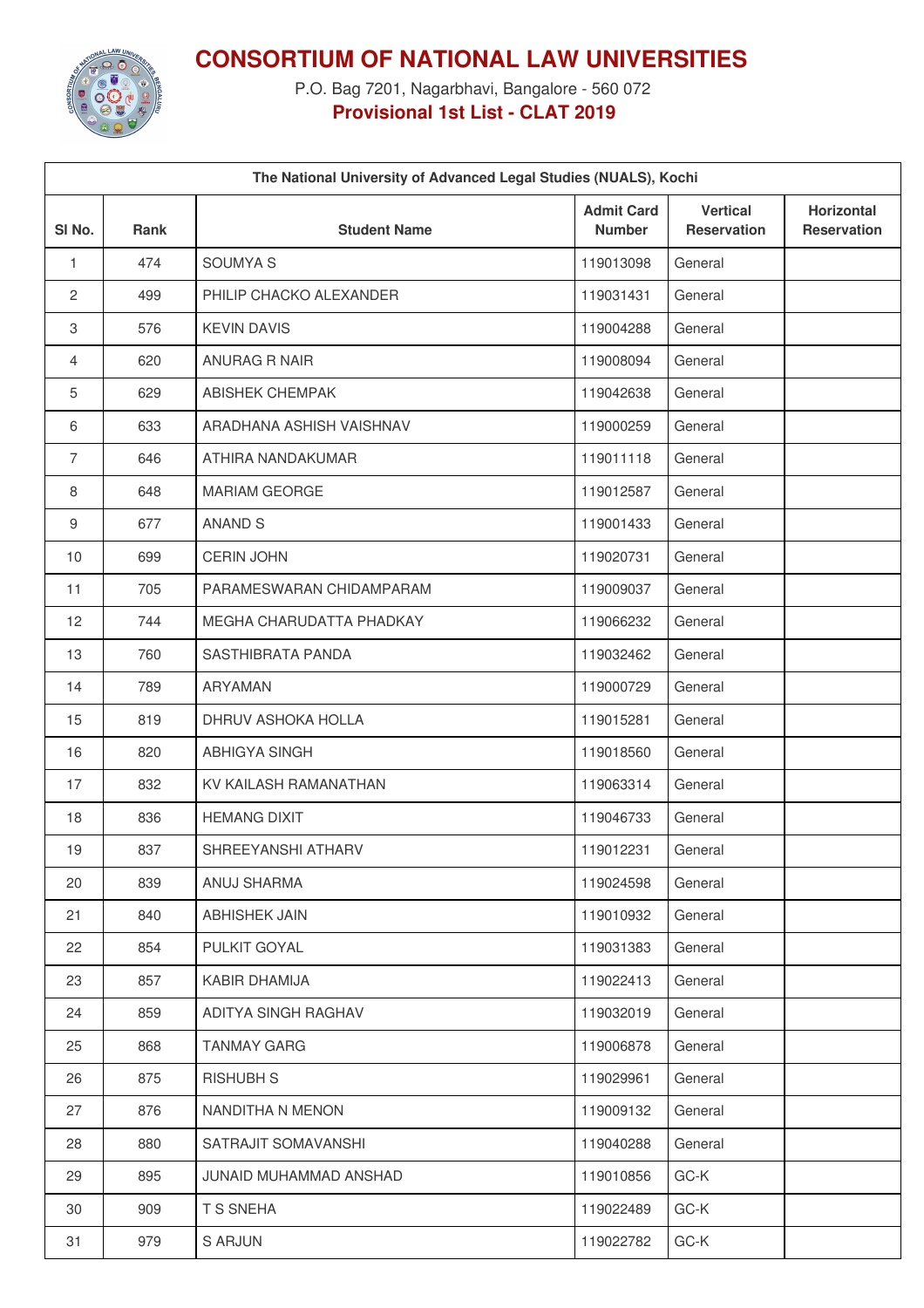# CONSORTIUM OF NATIONAL LAW UNIVERSITIES

P.O. Bag 7201, Nagarbhavi, Bangalore - 560 072

**Provisional 1st List - CLAT 2019**

| The National University of Advanced Legal Studies (NUALS), Kochi | | | | | |
|---|---|---|---|---|---|
| **Sl No.** | **Rank** | **Student Name** | **Admit Card Number** | **Vertical Reservation** | **Horizontal Reservation** |
| 1 | 474 | SOUMYA S | 119013098 | General | |
| 2 | 499 | PHILIP CHACKO ALEXANDER | 119031431 | General | |
| 3 | 576 | KEVIN DAVIS | 119004288 | General | |
| 4 | 620 | ANURAG R NAIR | 119008094 | General | |
| 5 | 629 | ABISHEK CHEMPAK | 119042638 | General | |
| 6 | 633 | ARADHANA ASHISH VAISHNAV | 119000259 | General | |
| 7 | 646 | ATHIRA NANDAKUMAR | 119011118 | General | |
| 8 | 648 | MARIAM GEORGE | 119012587 | General | |
| 9 | 677 | ANAND S | 119001433 | General | |
| 10 | 699 | CERIN JOHN | 119020731 | General | |
| 11 | 705 | PARAMESWARAN CHIDAMPARAM | 119009037 | General | |
| 12 | 744 | MEGHA CHARUDATTA PHADKAY | 119066232 | General | |
| 13 | 760 | SASTHIBRATA PANDA | 119032462 | General | |
| 14 | 789 | ARYAMAN | 119000729 | General | |
| 15 | 819 | DHRUV ASHOKA HOLLA | 119015281 | General | |
| 16 | 820 | ABHIGYA SINGH | 119018560 | General | |
| 17 | 832 | KV KAILASH RAMANATHAN | 119063314 | General | |
| 18 | 836 | HEMANG DIXIT | 119046733 | General | |
| 19 | 837 | SHREEYANSHI ATHARV | 119012231 | General | |
| 20 | 839 | ANUJ SHARMA | 119024598 | General | |
| 21 | 840 | ABHISHEK JAIN | 119010932 | General | |
| 22 | 854 | PULKIT GOYAL | 119031383 | General | |
| 23 | 857 | KABIR DHAMIJA | 119022413 | General | |
| 24 | 859 | ADITYA SINGH RAGHAV | 119032019 | General | |
| 25 | 868 | TANMAY GARG | 119006878 | General | |
| 26 | 875 | RISHUBH S | 119029961 | General | |
| 27 | 876 | NANDITHA N MENON | 119009132 | General | |
| 28 | 880 | SATRAJIT SOMAVANSHI | 119040288 | General | |
| 29 | 895 | JUNAID MUHAMMAD ANSHAD | 119010856 | GC-K | |
| 30 | 909 | T S SNEHA | 119022489 | GC-K | |
| 31 | 979 | S ARJUN | 119022782 | GC-K | |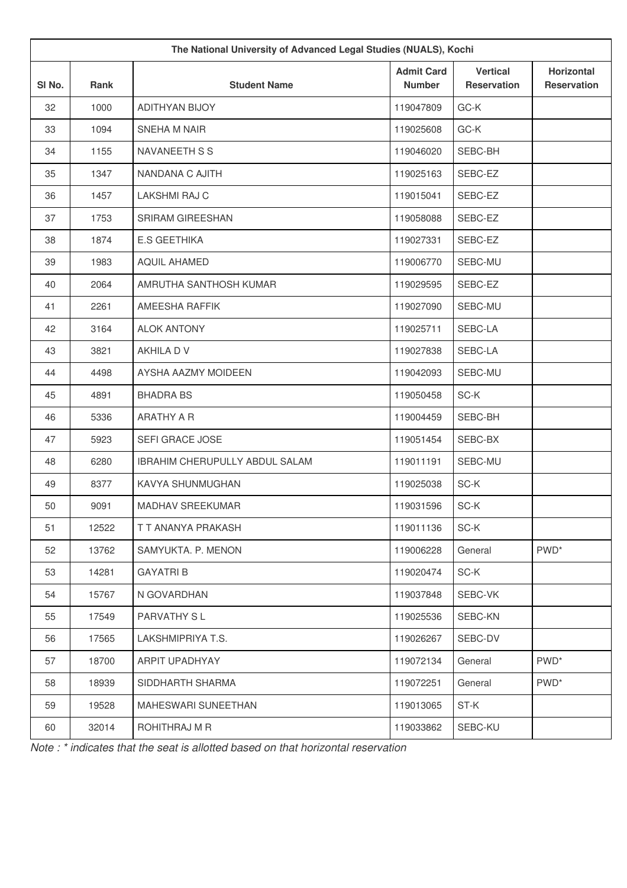| The National University of Advanced Legal Studies (NUALS), Kochi | | | | | |
|---|---|---|---|---|---|
| Sl No. | Rank | Student Name | Admit Card Number | Vertical Reservation | Horizontal Reservation |
| 32 | 1000 | ADITHYAN BIJOY | 119047809 | GC-K | |
| 33 | 1094 | SNEHA M NAIR | 119025608 | GC-K | |
| 34 | 1155 | NAVANEETH S S | 119046020 | SEBC-BH | |
| 35 | 1347 | NANDANA C AJITH | 119025163 | SEBC-EZ | |
| 36 | 1457 | LAKSHMI RAJ C | 119015041 | SEBC-EZ | |
| 37 | 1753 | SRIRAM GIREESHAN | 119058088 | SEBC-EZ | |
| 38 | 1874 | E.S GEETHIKA | 119027331 | SEBC-EZ | |
| 39 | 1983 | AQUIL AHAMED | 119006770 | SEBC-MU | |
| 40 | 2064 | AMRUTHA SANTHOSH KUMAR | 119029595 | SEBC-EZ | |
| 41 | 2261 | AMEESHA RAFFIK | 119027090 | SEBC-MU | |
| 42 | 3164 | ALOK ANTONY | 119025711 | SEBC-LA | |
| 43 | 3821 | AKHILA D V | 119027838 | SEBC-LA | |
| 44 | 4498 | AYSHA AAZMY MOIDEEN | 119042093 | SEBC-MU | |
| 45 | 4891 | BHADRA BS | 119050458 | SC-K | |
| 46 | 5336 | ARATHY A R | 119004459 | SEBC-BH | |
| 47 | 5923 | SEFI GRACE JOSE | 119051454 | SEBC-BX | |
| 48 | 6280 | IBRAHIM CHERUPULLY ABDUL SALAM | 119011191 | SEBC-MU | |
| 49 | 8377 | KAVYA SHUNMUGHAN | 119025038 | SC-K | |
| 50 | 9091 | MADHAV SREEKUMAR | 119031596 | SC-K | |
| 51 | 12522 | T T ANANYA PRAKASH | 119011136 | SC-K | |
| 52 | 13762 | SAMYUKTA. P. MENON | 119006228 | General | PWD* |
| 53 | 14281 | GAYATRI B | 119020474 | SC-K | |
| 54 | 15767 | N GOVARDHAN | 119037848 | SEBC-VK | |
| 55 | 17549 | PARVATHY S L | 119025536 | SEBC-KN | |
| 56 | 17565 | LAKSHMIPRIYA T.S. | 119026267 | SEBC-DV | |
| 57 | 18700 | ARPIT UPADHYAY | 119072134 | General | PWD* |
| 58 | 18939 | SIDDHARTH SHARMA | 119072251 | General | PWD* |
| 59 | 19528 | MAHESWARI SUNEETHAN | 119013065 | ST-K | |
| 60 | 32014 | ROHITHRAJ M R | 119033862 | SEBC-KU | |

*Note : * indicates that the seat is allotted based on that horizontal reservation*